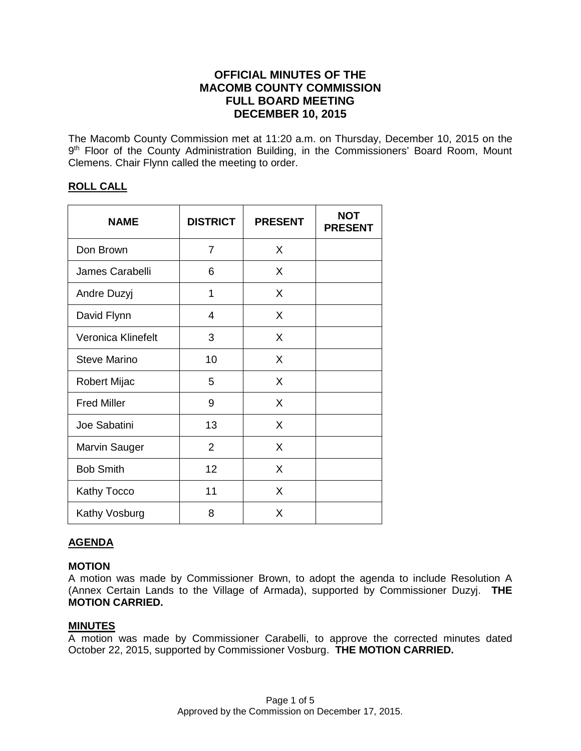# OFFICIAL MINUTES OF THE MACOMB COUNTY COMMISSION FULL BOARD MEETING DECEMBER 10, 2015

The Macomb County Commission met at 11:20 a.m. on Thursday, December 10, 2015 on the 9th Floor of the County Administration Building, in the Commissioners' Board Room, Mount Clemens. Chair Flynn called the meeting to order.

## ROLL CALL

| NAME | DISTRICT | PRESENT | NOT PRESENT |
|---|---|---|---|
| Don Brown | 7 | X | |
| James Carabelli | 6 | X | |
| Andre Duzyj | 1 | X | |
| David Flynn | 4 | X | |
| Veronica Klinefelt | 3 | X | |
| Steve Marino | 10 | X | |
| Robert Mijac | 5 | X | |
| Fred Miller | 9 | X | |
| Joe Sabatini | 13 | X | |
| Marvin Sauger | 2 | X | |
| Bob Smith | 12 | X | |
| Kathy Tocco | 11 | X | |
| Kathy Vosburg | 8 | X | |

## AGENDA

### MOTION

A motion was made by Commissioner Brown, to adopt the agenda to include Resolution A (Annex Certain Lands to the Village of Armada), supported by Commissioner Duzyj. **THE MOTION CARRIED.**

## MINUTES

A motion was made by Commissioner Carabelli, to approve the corrected minutes dated October 22, 2015, supported by Commissioner Vosburg. **THE MOTION CARRIED.**

Approved by the Commission on December 17, 2015.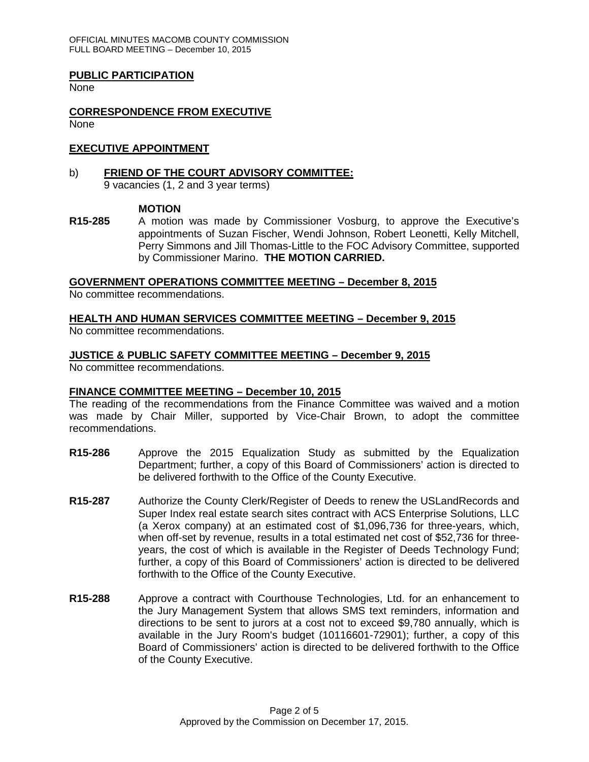## PUBLIC PARTICIPATION

None

## CORRESPONDENCE FROM EXECUTIVE

None

## EXECUTIVE APPOINTMENT

b) **FRIEND OF THE COURT ADVISORY COMMITTEE:**
9 vacancies (1, 2 and 3 year terms)

**MOTION**

**R15-285** A motion was made by Commissioner Vosburg, to approve the Executive's appointments of Suzan Fischer, Wendi Johnson, Robert Leonetti, Kelly Mitchell, Perry Simmons and Jill Thomas-Little to the FOC Advisory Committee, supported by Commissioner Marino. **THE MOTION CARRIED.**

## GOVERNMENT OPERATIONS COMMITTEE MEETING – December 8, 2015

No committee recommendations.

## HEALTH AND HUMAN SERVICES COMMITTEE MEETING – December 9, 2015

No committee recommendations.

## JUSTICE & PUBLIC SAFETY COMMITTEE MEETING – December 9, 2015

No committee recommendations.

## FINANCE COMMITTEE MEETING – December 10, 2015

The reading of the recommendations from the Finance Committee was waived and a motion was made by Chair Miller, supported by Vice-Chair Brown, to adopt the committee recommendations.

**R15-286** Approve the 2015 Equalization Study as submitted by the Equalization Department; further, a copy of this Board of Commissioners' action is directed to be delivered forthwith to the Office of the County Executive.

**R15-287** Authorize the County Clerk/Register of Deeds to renew the USLandRecords and Super Index real estate search sites contract with ACS Enterprise Solutions, LLC (a Xerox company) at an estimated cost of $1,096,736 for three-years, which, when off-set by revenue, results in a total estimated net cost of $52,736 for three-years, the cost of which is available in the Register of Deeds Technology Fund; further, a copy of this Board of Commissioners' action is directed to be delivered forthwith to the Office of the County Executive.

**R15-288** Approve a contract with Courthouse Technologies, Ltd. for an enhancement to the Jury Management System that allows SMS text reminders, information and directions to be sent to jurors at a cost not to exceed $9,780 annually, which is available in the Jury Room's budget (10116601-72901); further, a copy of this Board of Commissioners' action is directed to be delivered forthwith to the Office of the County Executive.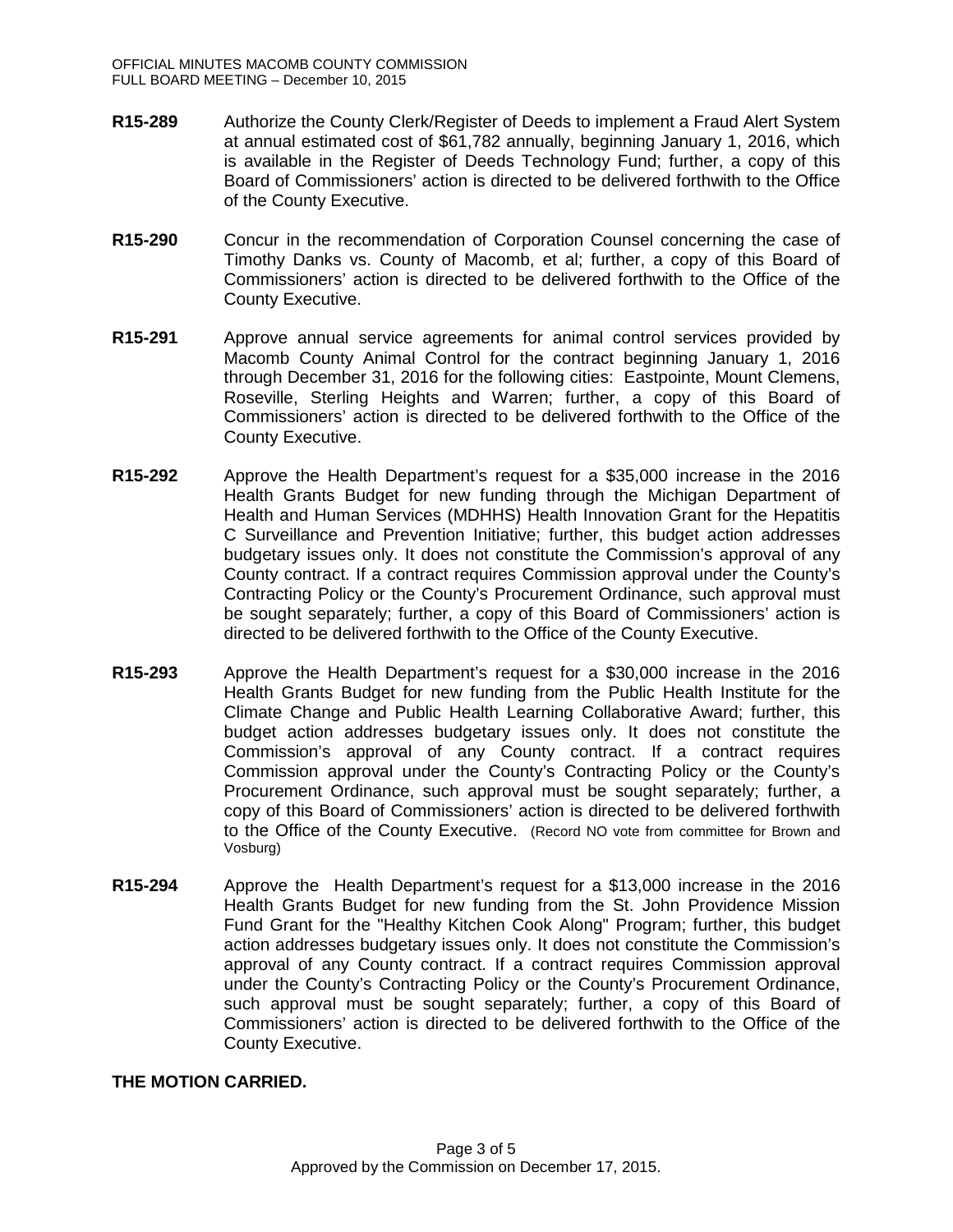**R15-289** Authorize the County Clerk/Register of Deeds to implement a Fraud Alert System at annual estimated cost of $61,782 annually, beginning January 1, 2016, which is available in the Register of Deeds Technology Fund; further, a copy of this Board of Commissioners' action is directed to be delivered forthwith to the Office of the County Executive.

**R15-290** Concur in the recommendation of Corporation Counsel concerning the case of Timothy Danks vs. County of Macomb, et al; further, a copy of this Board of Commissioners' action is directed to be delivered forthwith to the Office of the County Executive.

**R15-291** Approve annual service agreements for animal control services provided by Macomb County Animal Control for the contract beginning January 1, 2016 through December 31, 2016 for the following cities: Eastpointe, Mount Clemens, Roseville, Sterling Heights and Warren; further, a copy of this Board of Commissioners' action is directed to be delivered forthwith to the Office of the County Executive.

**R15-292** Approve the Health Department's request for a $35,000 increase in the 2016 Health Grants Budget for new funding through the Michigan Department of Health and Human Services (MDHHS) Health Innovation Grant for the Hepatitis C Surveillance and Prevention Initiative; further, this budget action addresses budgetary issues only. It does not constitute the Commission's approval of any County contract. If a contract requires Commission approval under the County's Contracting Policy or the County's Procurement Ordinance, such approval must be sought separately; further, a copy of this Board of Commissioners' action is directed to be delivered forthwith to the Office of the County Executive.

**R15-293** Approve the Health Department's request for a $30,000 increase in the 2016 Health Grants Budget for new funding from the Public Health Institute for the Climate Change and Public Health Learning Collaborative Award; further, this budget action addresses budgetary issues only. It does not constitute the Commission's approval of any County contract. If a contract requires Commission approval under the County's Contracting Policy or the County's Procurement Ordinance, such approval must be sought separately; further, a copy of this Board of Commissioners' action is directed to be delivered forthwith to the Office of the County Executive. (Record NO vote from committee for Brown and Vosburg)

**R15-294** Approve the Health Department's request for a $13,000 increase in the 2016 Health Grants Budget for new funding from the St. John Providence Mission Fund Grant for the "Healthy Kitchen Cook Along" Program; further, this budget action addresses budgetary issues only. It does not constitute the Commission's approval of any County contract. If a contract requires Commission approval under the County's Contracting Policy or the County's Procurement Ordinance, such approval must be sought separately; further, a copy of this Board of Commissioners' action is directed to be delivered forthwith to the Office of the County Executive.

**THE MOTION CARRIED.**

Approved by the Commission on December 17, 2015.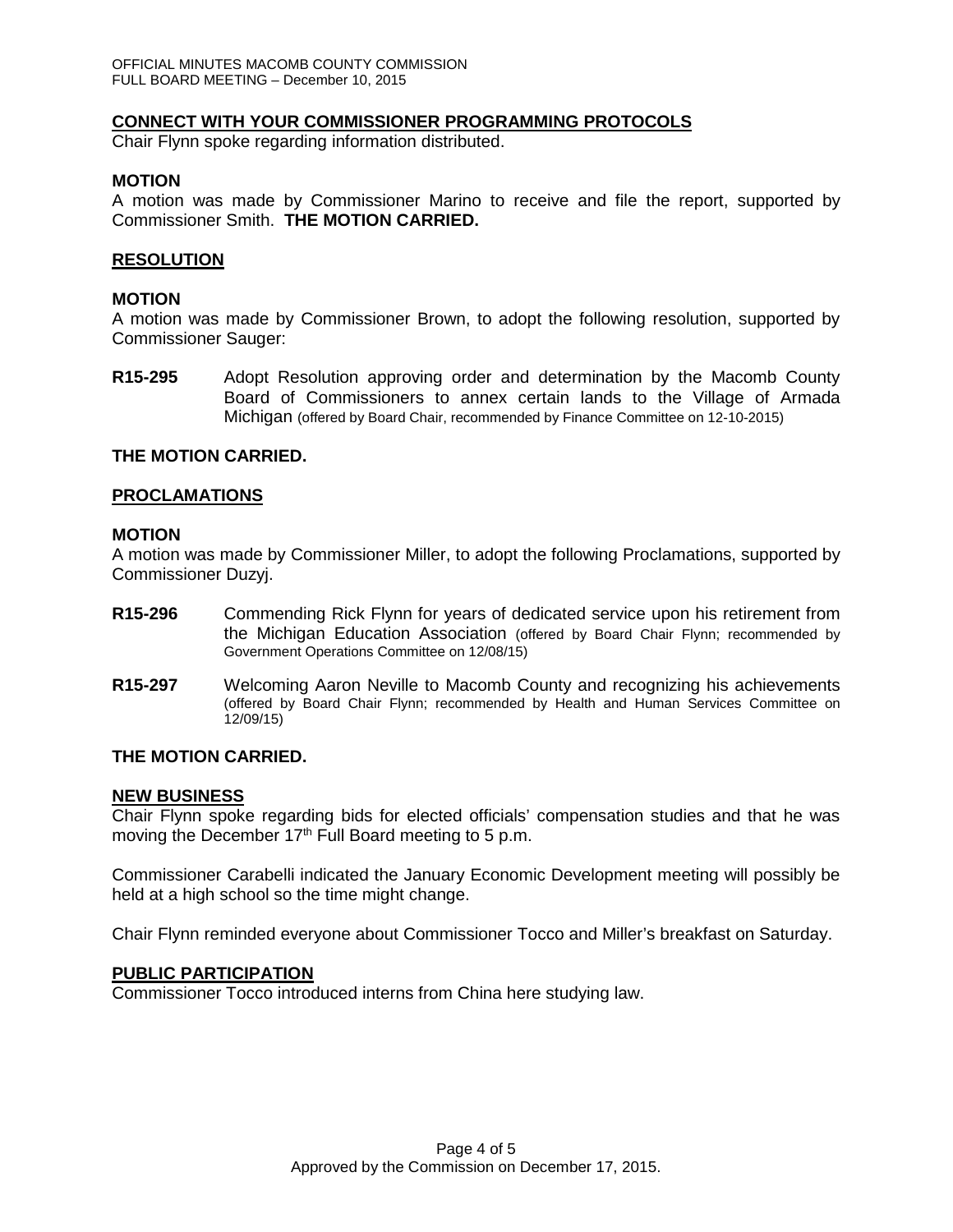## CONNECT WITH YOUR COMMISSIONER PROGRAMMING PROTOCOLS

Chair Flynn spoke regarding information distributed.

### MOTION

A motion was made by Commissioner Marino to receive and file the report, supported by Commissioner Smith. **THE MOTION CARRIED.**

## RESOLUTION

### MOTION

A motion was made by Commissioner Brown, to adopt the following resolution, supported by Commissioner Sauger:

**R15-295** Adopt Resolution approving order and determination by the Macomb County Board of Commissioners to annex certain lands to the Village of Armada Michigan (offered by Board Chair, recommended by Finance Committee on 12-10-2015)

**THE MOTION CARRIED.**

## PROCLAMATIONS

### MOTION

A motion was made by Commissioner Miller, to adopt the following Proclamations, supported by Commissioner Duzyj.

**R15-296** Commending Rick Flynn for years of dedicated service upon his retirement from the Michigan Education Association (offered by Board Chair Flynn; recommended by Government Operations Committee on 12/08/15)

**R15-297** Welcoming Aaron Neville to Macomb County and recognizing his achievements (offered by Board Chair Flynn; recommended by Health and Human Services Committee on 12/09/15)

**THE MOTION CARRIED.**

## NEW BUSINESS

Chair Flynn spoke regarding bids for elected officials' compensation studies and that he was moving the December 17th Full Board meeting to 5 p.m.

Commissioner Carabelli indicated the January Economic Development meeting will possibly be held at a high school so the time might change.

Chair Flynn reminded everyone about Commissioner Tocco and Miller's breakfast on Saturday.

## PUBLIC PARTICIPATION

Commissioner Tocco introduced interns from China here studying law.

Approved by the Commission on December 17, 2015.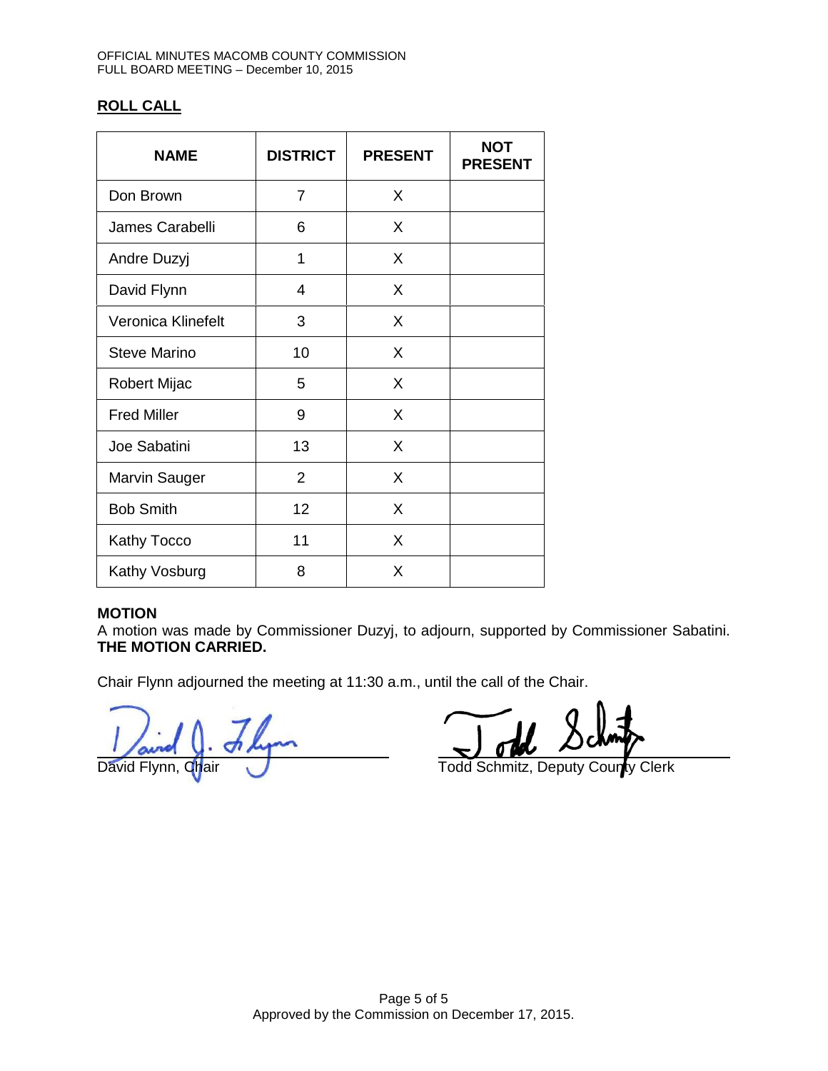## ROLL CALL

| NAME | DISTRICT | PRESENT | NOT PRESENT |
|---|---|---|---|
| Don Brown | 7 | X | |
| James Carabelli | 6 | X | |
| Andre Duzyj | 1 | X | |
| David Flynn | 4 | X | |
| Veronica Klinefelt | 3 | X | |
| Steve Marino | 10 | X | |
| Robert Mijac | 5 | X | |
| Fred Miller | 9 | X | |
| Joe Sabatini | 13 | X | |
| Marvin Sauger | 2 | X | |
| Bob Smith | 12 | X | |
| Kathy Tocco | 11 | X | |
| Kathy Vosburg | 8 | X | |

**MOTION**

A motion was made by Commissioner Duzyj, to adjourn, supported by Commissioner Sabatini. **THE MOTION CARRIED.**

Chair Flynn adjourned the meeting at 11:30 a.m., until the call of the Chair.

David Flynn, Chair

Todd Schmitz, Deputy County Clerk

Approved by the Commission on December 17, 2015.